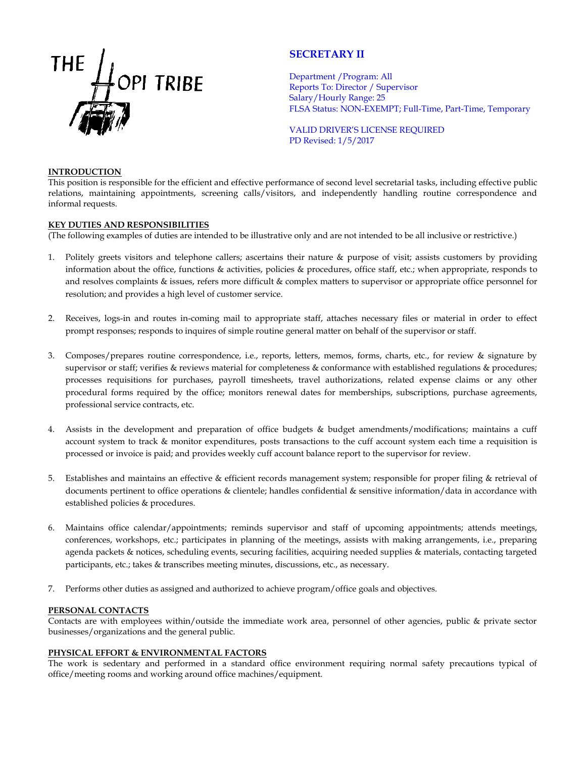THE HOPI TRIBE

# SECRETARY II

Department /Program: All
Reports To: Director / Supervisor
Salary/Hourly Range: 25
FLSA Status: NON-EXEMPT; Full-Time, Part-Time, Temporary

VALID DRIVER'S LICENSE REQUIRED
PD Revised: 1/5/2017

## INTRODUCTION

This position is responsible for the efficient and effective performance of second level secretarial tasks, including effective public relations, maintaining appointments, screening calls/visitors, and independently handling routine correspondence and informal requests.

## KEY DUTIES AND RESPONSIBILITIES

(The following examples of duties are intended to be illustrative only and are not intended to be all inclusive or restrictive.)

1. Politely greets visitors and telephone callers; ascertains their nature & purpose of visit; assists customers by providing information about the office, functions & activities, policies & procedures, office staff, etc.; when appropriate, responds to and resolves complaints & issues, refers more difficult & complex matters to supervisor or appropriate office personnel for resolution; and provides a high level of customer service.

2. Receives, logs-in and routes in-coming mail to appropriate staff, attaches necessary files or material in order to effect prompt responses; responds to inquires of simple routine general matter on behalf of the supervisor or staff.

3. Composes/prepares routine correspondence, i.e., reports, letters, memos, forms, charts, etc., for review & signature by supervisor or staff; verifies & reviews material for completeness & conformance with established regulations & procedures; processes requisitions for purchases, payroll timesheets, travel authorizations, related expense claims or any other procedural forms required by the office; monitors renewal dates for memberships, subscriptions, purchase agreements, professional service contracts, etc.

4. Assists in the development and preparation of office budgets & budget amendments/modifications; maintains a cuff account system to track & monitor expenditures, posts transactions to the cuff account system each time a requisition is processed or invoice is paid; and provides weekly cuff account balance report to the supervisor for review.

5. Establishes and maintains an effective & efficient records management system; responsible for proper filing & retrieval of documents pertinent to office operations & clientele; handles confidential & sensitive information/data in accordance with established policies & procedures.

6. Maintains office calendar/appointments; reminds supervisor and staff of upcoming appointments; attends meetings, conferences, workshops, etc.; participates in planning of the meetings, assists with making arrangements, i.e., preparing agenda packets & notices, scheduling events, securing facilities, acquiring needed supplies & materials, contacting targeted participants, etc.; takes & transcribes meeting minutes, discussions, etc., as necessary.

7. Performs other duties as assigned and authorized to achieve program/office goals and objectives.

## PERSONAL CONTACTS

Contacts are with employees within/outside the immediate work area, personnel of other agencies, public & private sector businesses/organizations and the general public.

## PHYSICAL EFFORT & ENVIRONMENTAL FACTORS

The work is sedentary and performed in a standard office environment requiring normal safety precautions typical of office/meeting rooms and working around office machines/equipment.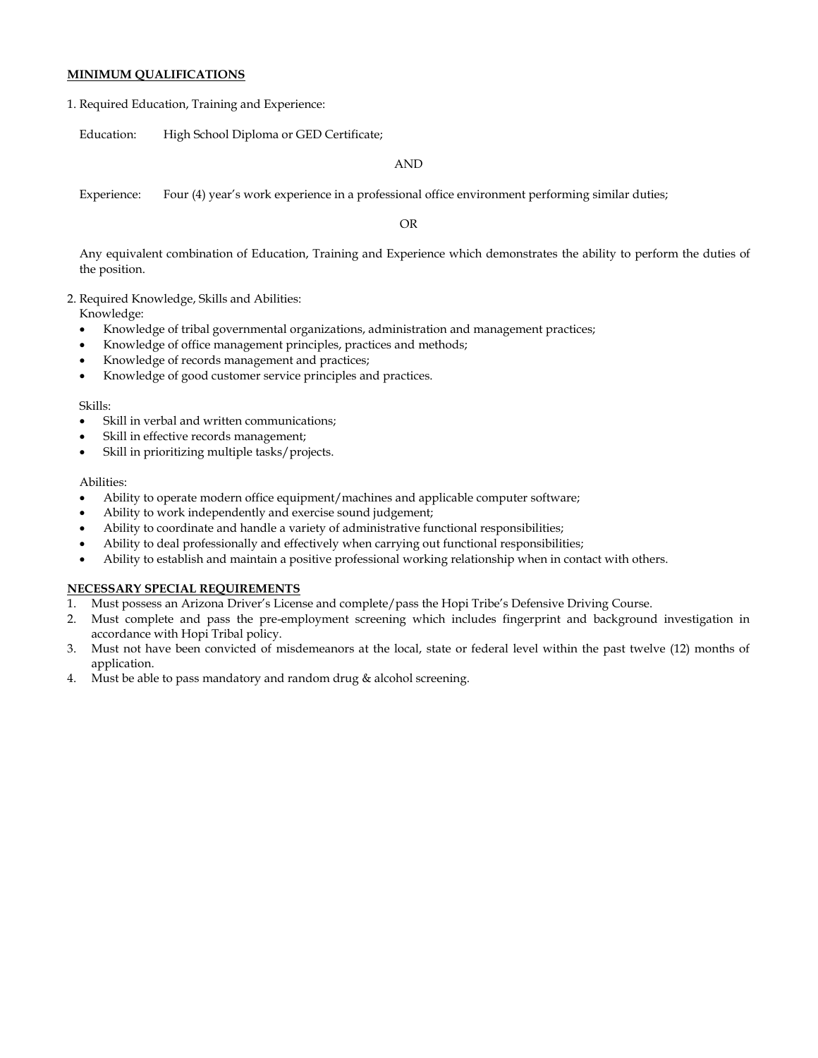**MINIMUM QUALIFICATIONS**

1. Required Education, Training and Experience:

Education: High School Diploma or GED Certificate;

AND

Experience: Four (4) year's work experience in a professional office environment performing similar duties;

OR

Any equivalent combination of Education, Training and Experience which demonstrates the ability to perform the duties of the position.

2. Required Knowledge, Skills and Abilities:

Knowledge:

- Knowledge of tribal governmental organizations, administration and management practices;
- Knowledge of office management principles, practices and methods;
- Knowledge of records management and practices;
- Knowledge of good customer service principles and practices.

Skills:

- Skill in verbal and written communications;
- Skill in effective records management;
- Skill in prioritizing multiple tasks/projects.

Abilities:

- Ability to operate modern office equipment/machines and applicable computer software;
- Ability to work independently and exercise sound judgement;
- Ability to coordinate and handle a variety of administrative functional responsibilities;
- Ability to deal professionally and effectively when carrying out functional responsibilities;
- Ability to establish and maintain a positive professional working relationship when in contact with others.

**NECESSARY SPECIAL REQUIREMENTS**

1. Must possess an Arizona Driver's License and complete/pass the Hopi Tribe's Defensive Driving Course.
2. Must complete and pass the pre-employment screening which includes fingerprint and background investigation in accordance with Hopi Tribal policy.
3. Must not have been convicted of misdemeanors at the local, state or federal level within the past twelve (12) months of application.
4. Must be able to pass mandatory and random drug & alcohol screening.